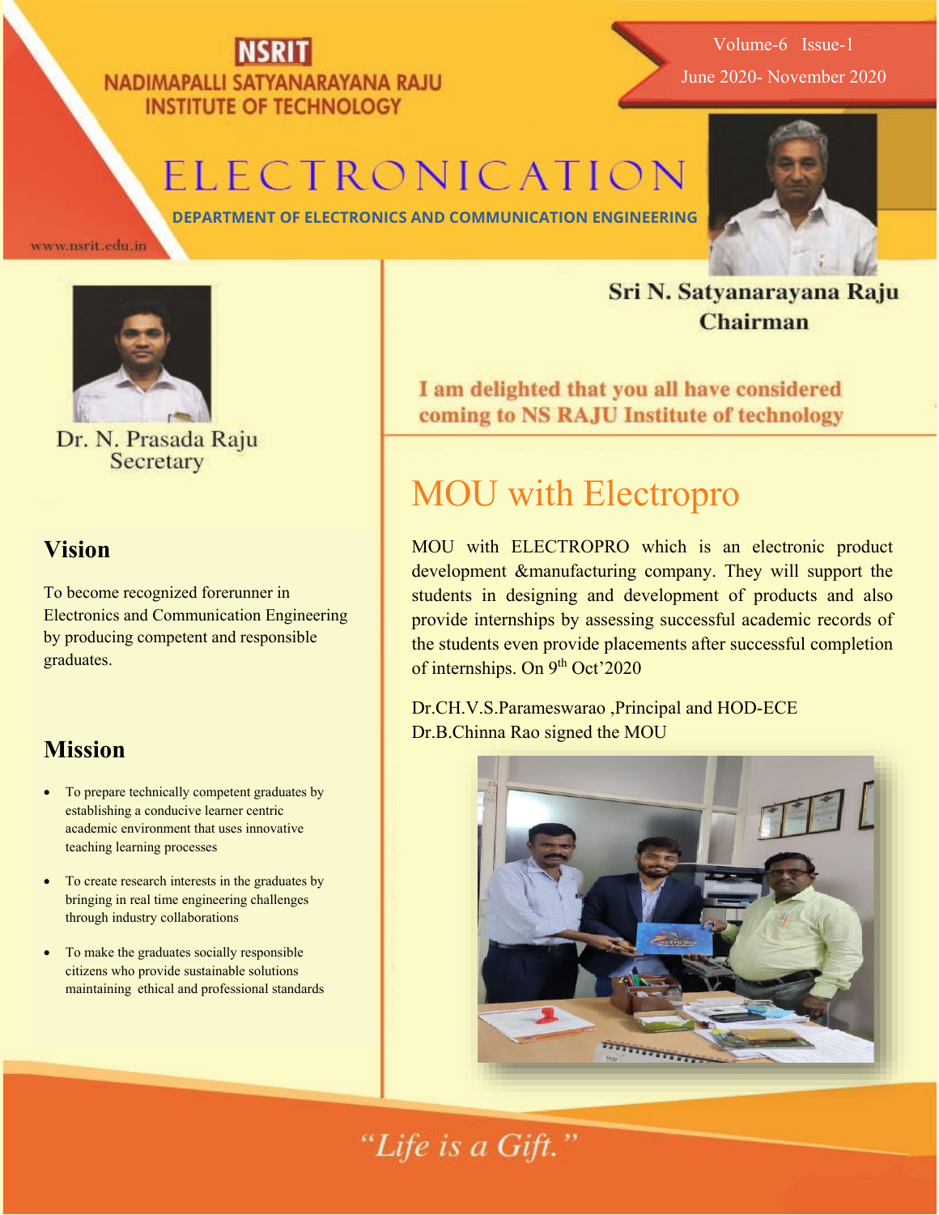# NSRIT

NADIMAPALLI SATYANARAYANA RAJU INSTITUTE OF TECHNOLOGY

Volume-6 Issue-1

June 2020- November 2020

# ELECTRONICATION

**DEPARTMENT OF ELECTRONICS AND COMMUNICATION ENGINEERING**

www.nsrit.edu.in

**Sri N. Satyanarayana Raju**
**Chairman**

**I am delighted that you all have considered coming to NS RAJU Institute of technology**

Dr. N. Prasada Raju
Secretary

## Vision

To become recognized forerunner in Electronics and Communication Engineering by producing competent and responsible graduates.

## Mission

- To prepare technically competent graduates by establishing a conducive learner centric academic environment that uses innovative teaching learning processes
- To create research interests in the graduates by bringing in real time engineering challenges through industry collaborations
- To make the graduates socially responsible citizens who provide sustainable solutions maintaining ethical and professional standards

# MOU with Electropro

MOU with ELECTROPRO which is an electronic product development &manufacturing company. They will support the students in designing and development of products and also provide internships by assessing successful academic records of the students even provide placements after successful completion of internships. On 9th Oct'2020

Dr.CH.V.S.Parameswarao ,Principal and HOD-ECE
Dr.B.Chinna Rao signed the MOU

*"Life is a Gift."*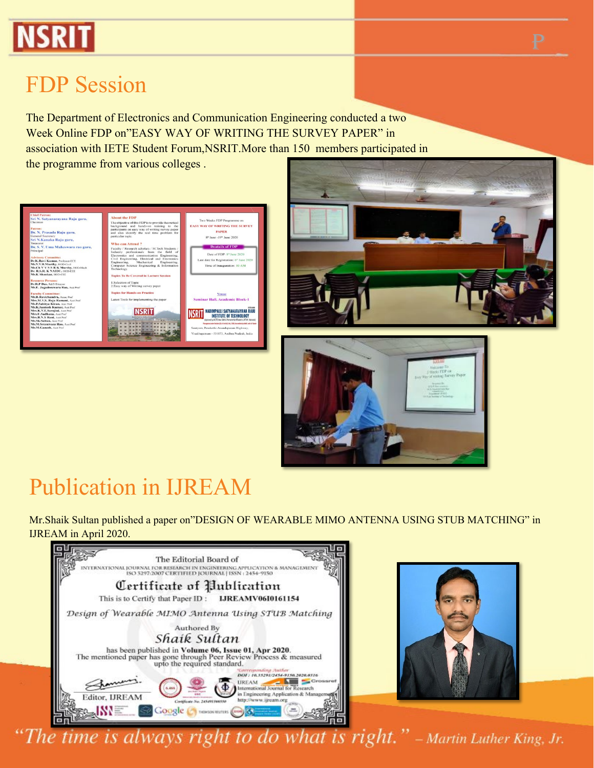# FDP Session

The Department of Electronics and Communication Engineering conducted a two Week Online FDP on"EASY WAY OF WRITING THE SURVEY PAPER" in association with IETE Student Forum,NSRIT.More than 150 members participated in the programme from various colleges .

# Publication in IJREAM

Mr.Shaik Sultan published a paper on"DESIGN OF WEARABLE MIMO ANTENNA USING STUB MATCHING" in IJREAM in April 2020.

"The time is always right to do what is right." – Martin Luther King, Jr.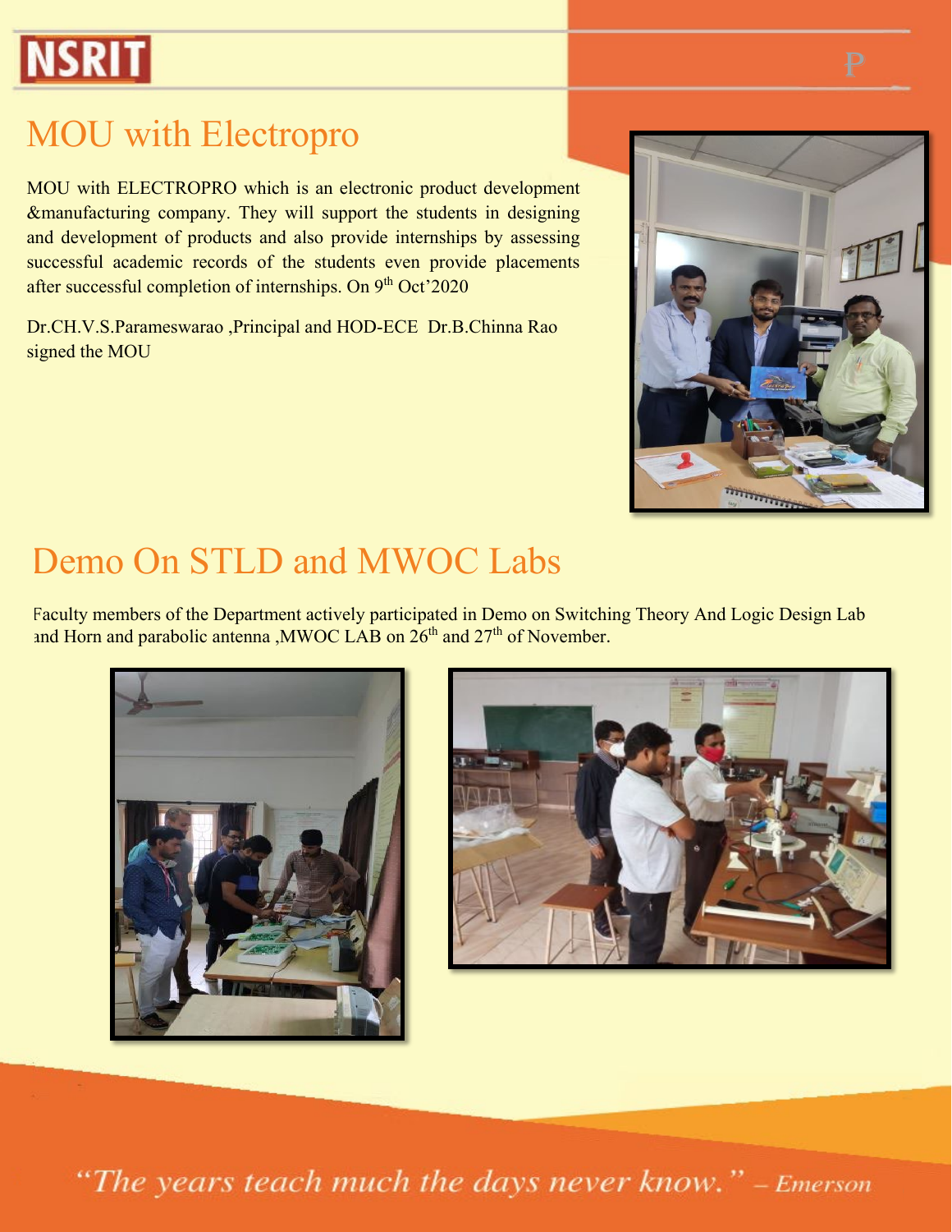## MOU with Electropro

MOU with ELECTROPRO which is an electronic product development &manufacturing company. They will support the students in designing and development of products and also provide internships by assessing successful academic records of the students even provide placements after successful completion of internships. On 9th Oct'2020

Dr.CH.V.S.Parameswarao ,Principal and HOD-ECE Dr.B.Chinna Rao signed the MOU

## Demo On STLD and MWOC Labs

Faculty members of the Department actively participated in Demo on Switching Theory And Logic Design Lab and Horn and parabolic antenna ,MWOC LAB on 26th and 27th of November.

*"The years teach much the days never know." – Emerson*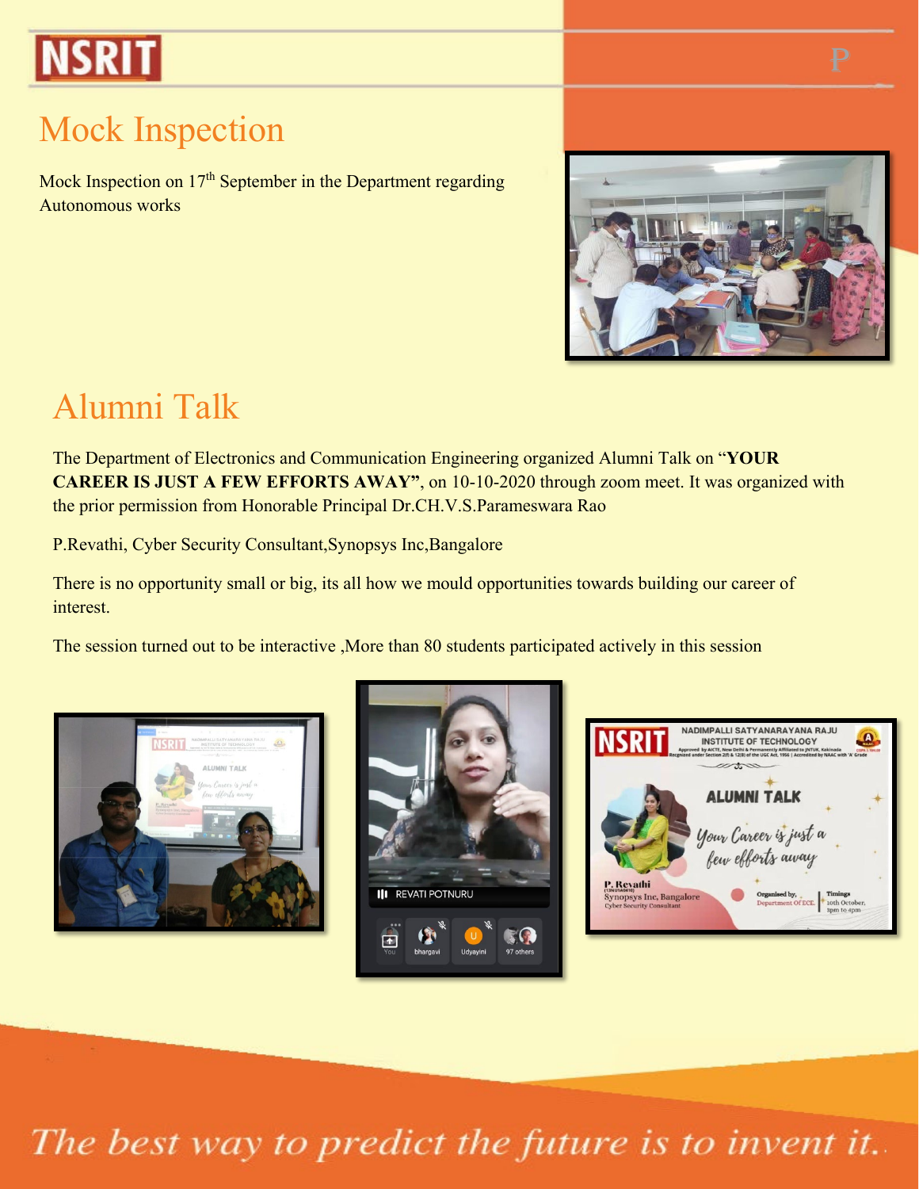## Mock Inspection

Mock Inspection on 17th September in the Department regarding Autonomous works

## Alumni Talk

The Department of Electronics and Communication Engineering organized Alumni Talk on "**YOUR CAREER IS JUST A FEW EFFORTS AWAY"**, on 10-10-2020 through zoom meet. It was organized with the prior permission from Honorable Principal Dr.CH.V.S.Parameswara Rao

P.Revathi, Cyber Security Consultant,Synopsys Inc,Bangalore

There is no opportunity small or big, its all how we mould opportunities towards building our career of interest.

The session turned out to be interactive ,More than 80 students participated actively in this session

*The best way to predict the future is to invent it.*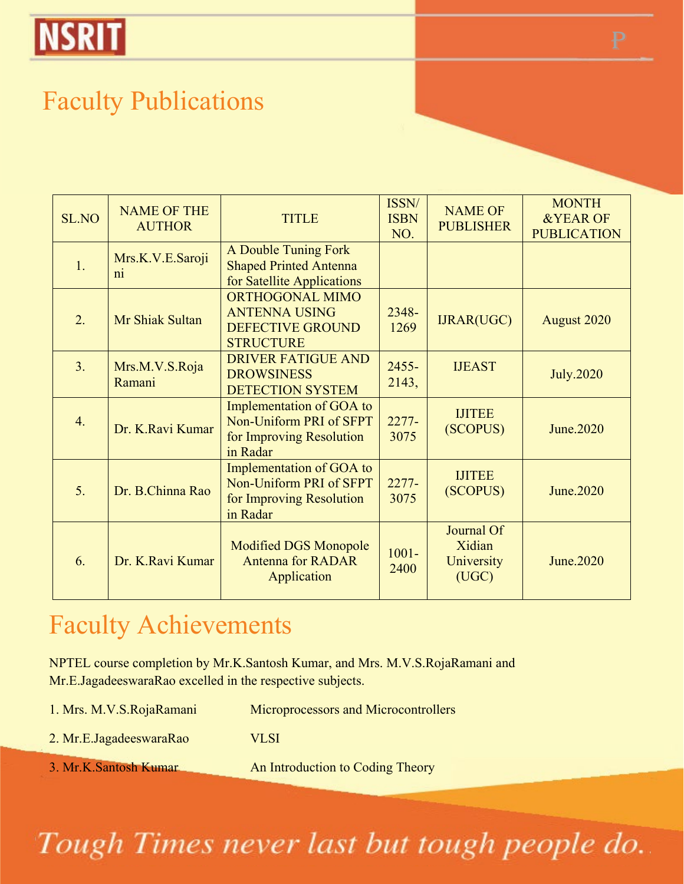# Faculty Publications

| SL.NO | NAME OF THE AUTHOR | TITLE | ISSN/ ISBN NO. | NAME OF PUBLISHER | MONTH &YEAR OF PUBLICATION |
| --- | --- | --- | --- | --- | --- |
| 1. | Mrs.K.V.E.Saroji ni | A Double Tuning Fork Shaped Printed Antenna for Satellite Applications | | | |
| 2. | Mr Shiak Sultan | ORTHOGONAL MIMO ANTENNA USING DEFECTIVE GROUND STRUCTURE | 2348-1269 | IJRAR(UGC) | August 2020 |
| 3. | Mrs.M.V.S.Roja Ramani | DRIVER FATIGUE AND DROWSINESS DETECTION SYSTEM | 2455-2143, | IJEAST | July.2020 |
| 4. | Dr. K.Ravi Kumar | Implementation of GOA to Non-Uniform PRI of SFPT for Improving Resolution in Radar | 2277-3075 | IJITEE (SCOPUS) | June.2020 |
| 5. | Dr. B.Chinna Rao | Implementation of GOA to Non-Uniform PRI of SFPT for Improving Resolution in Radar | 2277-3075 | IJITEE (SCOPUS) | June.2020 |
| 6. | Dr. K.Ravi Kumar | Modified DGS Monopole Antenna for RADAR Application | 1001-2400 | Journal Of Xidian University (UGC) | June.2020 |

# Faculty Achievements

NPTEL course completion by Mr.K.Santosh Kumar, and Mrs. M.V.S.RojaRamani and Mr.E.JagadeeswaraRao excelled in the respective subjects.

1. Mrs. M.V.S.RojaRamani — Microprocessors and Microcontrollers
2. Mr.E.JagadeeswaraRao — VLSI
3. Mr.K.Santosh Kumar — An Introduction to Coding Theory

*Tough Times never last but tough people do..*